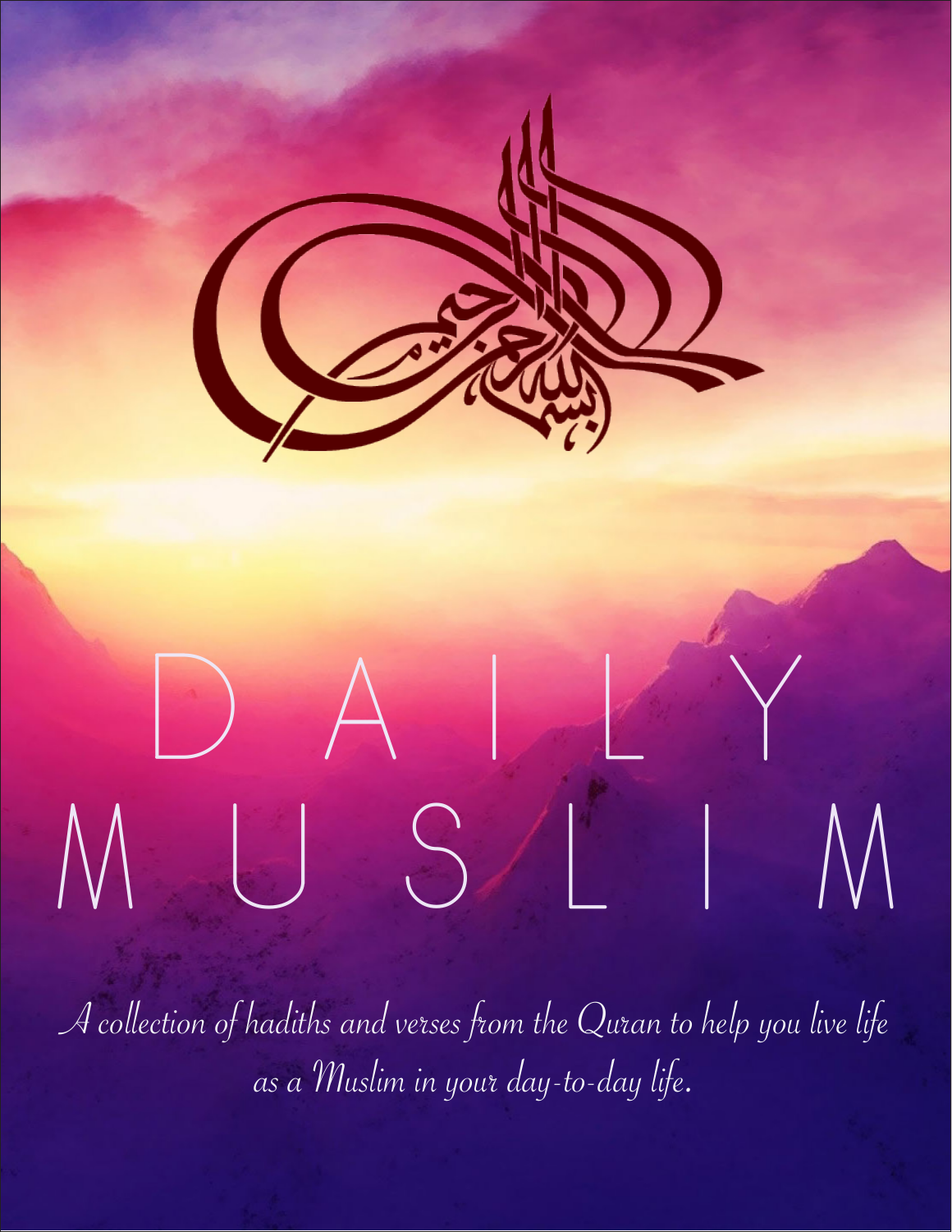بسم الله الرحمن الرحيم

# DAILY MUSLIM

*A collection of hadiths and verses from the Quran to help you live life as a Muslim in your day-to-day life.*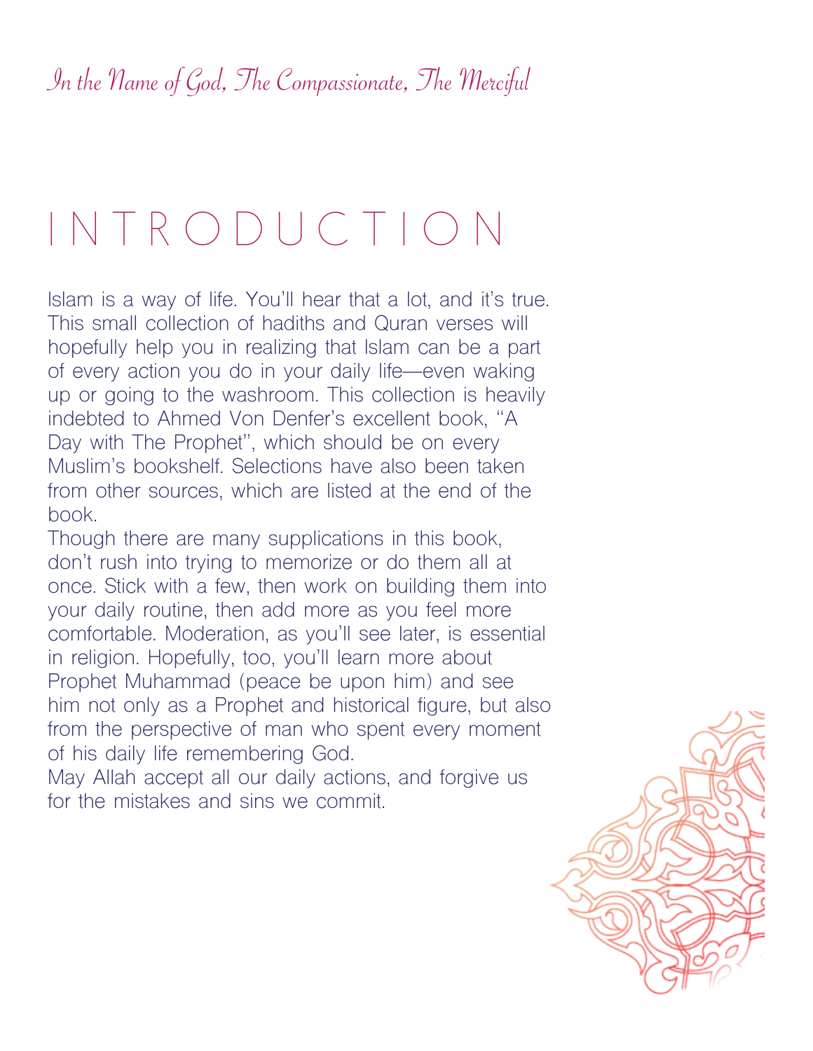*In the Name of God, The Compassionate, The Merciful*

# INTRODUCTION

Islam is a way of life. You'll hear that a lot, and it's true. This small collection of hadiths and Quran verses will hopefully help you in realizing that Islam can be a part of every action you do in your daily life—even waking up or going to the washroom. This collection is heavily indebted to Ahmed Von Denfer's excellent book, "A Day with The Prophet", which should be on every Muslim's bookshelf. Selections have also been taken from other sources, which are listed at the end of the book.

Though there are many supplications in this book, don't rush into trying to memorize or do them all at once. Stick with a few, then work on building them into your daily routine, then add more as you feel more comfortable. Moderation, as you'll see later, is essential in religion. Hopefully, too, you'll learn more about Prophet Muhammad (peace be upon him) and see him not only as a Prophet and historical figure, but also from the perspective of man who spent every moment of his daily life remembering God.

May Allah accept all our daily actions, and forgive us for the mistakes and sins we commit.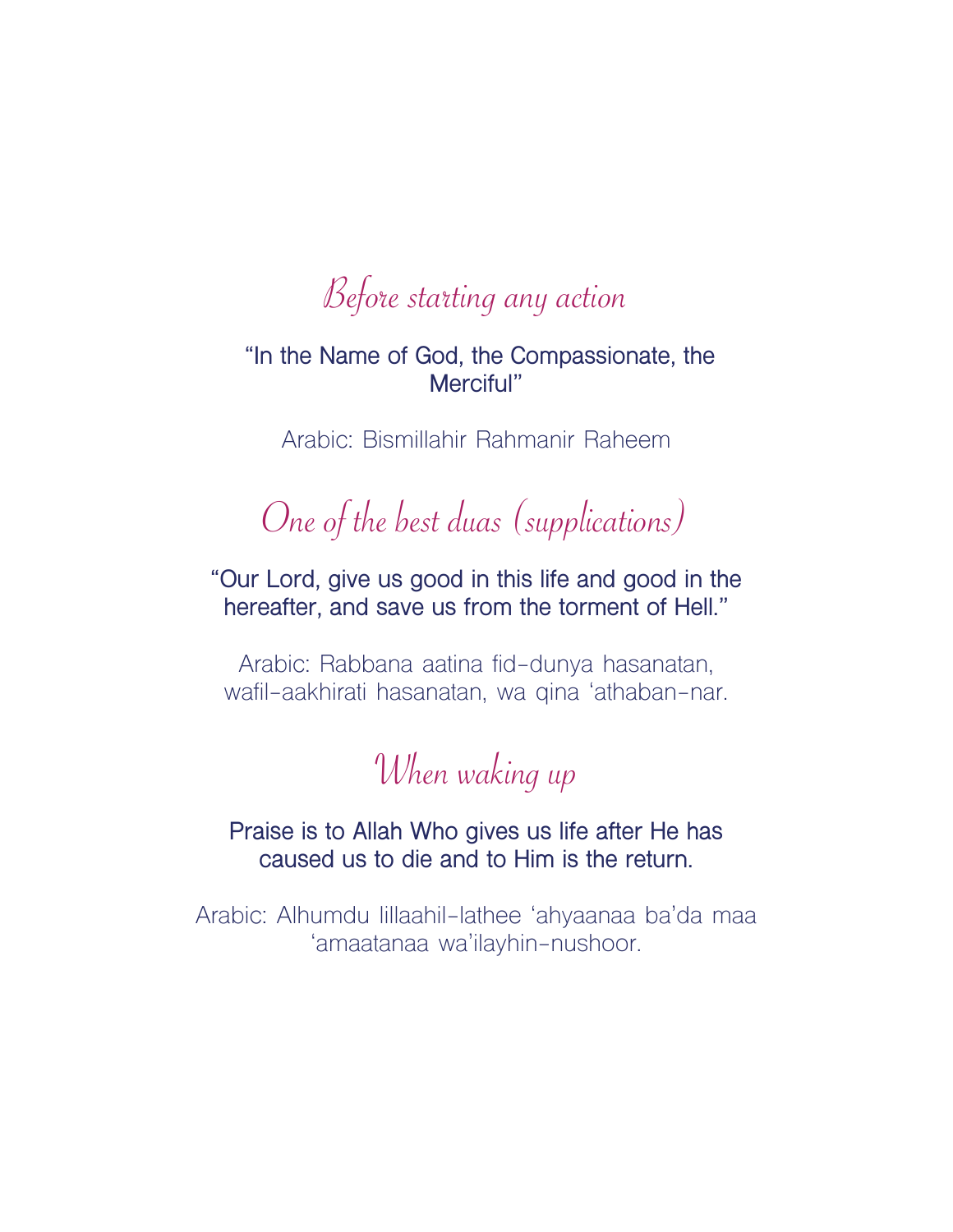## *Before starting any action*

“In the Name of God, the Compassionate, the Merciful”

Arabic: Bismillahir Rahmanir Raheem

## *One of the best duas (supplications)*

“Our Lord, give us good in this life and good in the hereafter, and save us from the torment of Hell.”

Arabic: Rabbana aatina fid-dunya hasanatan, wafil-aakhirati hasanatan, wa qina ‘athaban-nar.

## *When waking up*

Praise is to Allah Who gives us life after He has caused us to die and to Him is the return.

Arabic: Alhumdu lillaahil-lathee ‘ahyaanaa ba’da maa ‘amaatanaa wa’ilayhin-nushoor.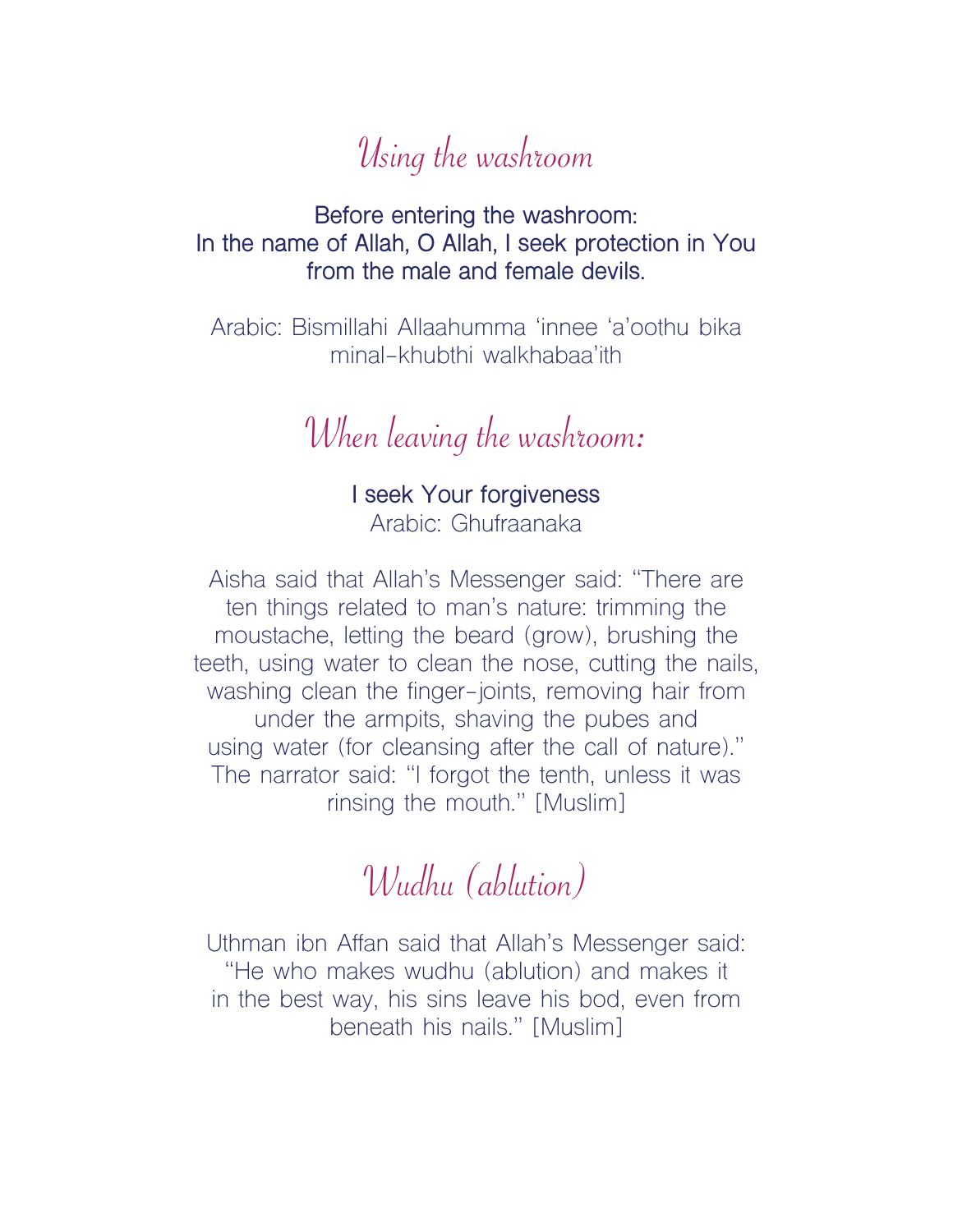# Using the washroom

**Before entering the washroom:**
**In the name of Allah, O Allah, I seek protection in You from the male and female devils.**

Arabic: Bismillahi Allaahumma 'innee 'a'oothu bika minal-khubthi walkhabaa'ith

## When leaving the washroom:

**I seek Your forgiveness**
Arabic: Ghufraanaka

Aisha said that Allah's Messenger said: "There are ten things related to man's nature: trimming the moustache, letting the beard (grow), brushing the teeth, using water to clean the nose, cutting the nails, washing clean the finger-joints, removing hair from under the armpits, shaving the pubes and using water (for cleansing after the call of nature)." The narrator said: "I forgot the tenth, unless it was rinsing the mouth." [Muslim]

# Wudhu (ablution)

Uthman ibn Affan said that Allah's Messenger said: "He who makes wudhu (ablution) and makes it in the best way, his sins leave his bod, even from beneath his nails." [Muslim]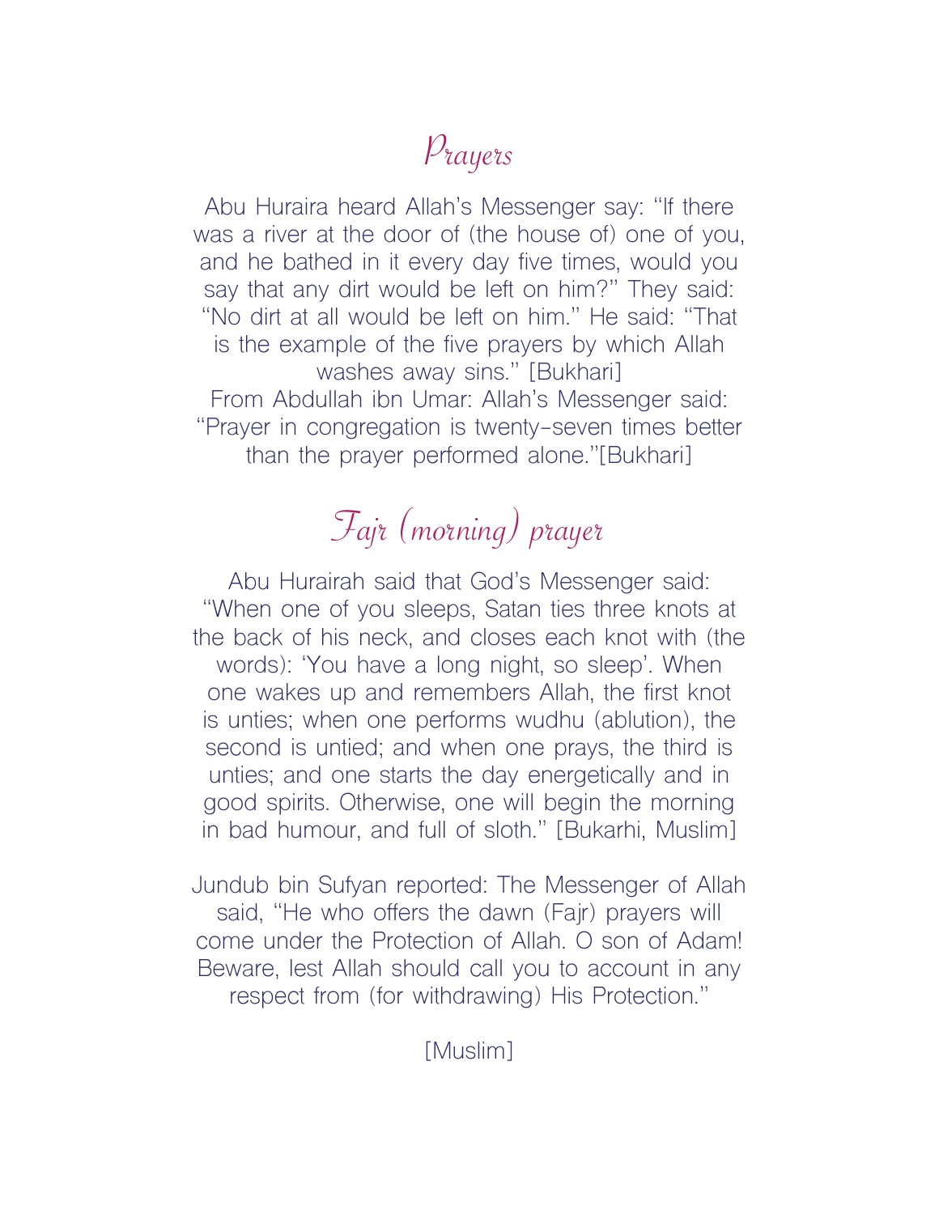# Prayers

Abu Huraira heard Allah's Messenger say: "If there was a river at the door of (the house of) one of you, and he bathed in it every day five times, would you say that any dirt would be left on him?" They said: "No dirt at all would be left on him." He said: "That is the example of the five prayers by which Allah washes away sins." [Bukhari]

From Abdullah ibn Umar: Allah's Messenger said: "Prayer in congregation is twenty-seven times better than the prayer performed alone."[Bukhari]

# Fajr (morning) prayer

Abu Hurairah said that God's Messenger said: "When one of you sleeps, Satan ties three knots at the back of his neck, and closes each knot with (the words): 'You have a long night, so sleep'. When one wakes up and remembers Allah, the first knot is unties; when one performs wudhu (ablution), the second is untied; and when one prays, the third is unties; and one starts the day energetically and in good spirits. Otherwise, one will begin the morning in bad humour, and full of sloth." [Bukarhi, Muslim]

Jundub bin Sufyan reported: The Messenger of Allah said, "He who offers the dawn (Fajr) prayers will come under the Protection of Allah. O son of Adam! Beware, lest Allah should call you to account in any respect from (for withdrawing) His Protection."

[Muslim]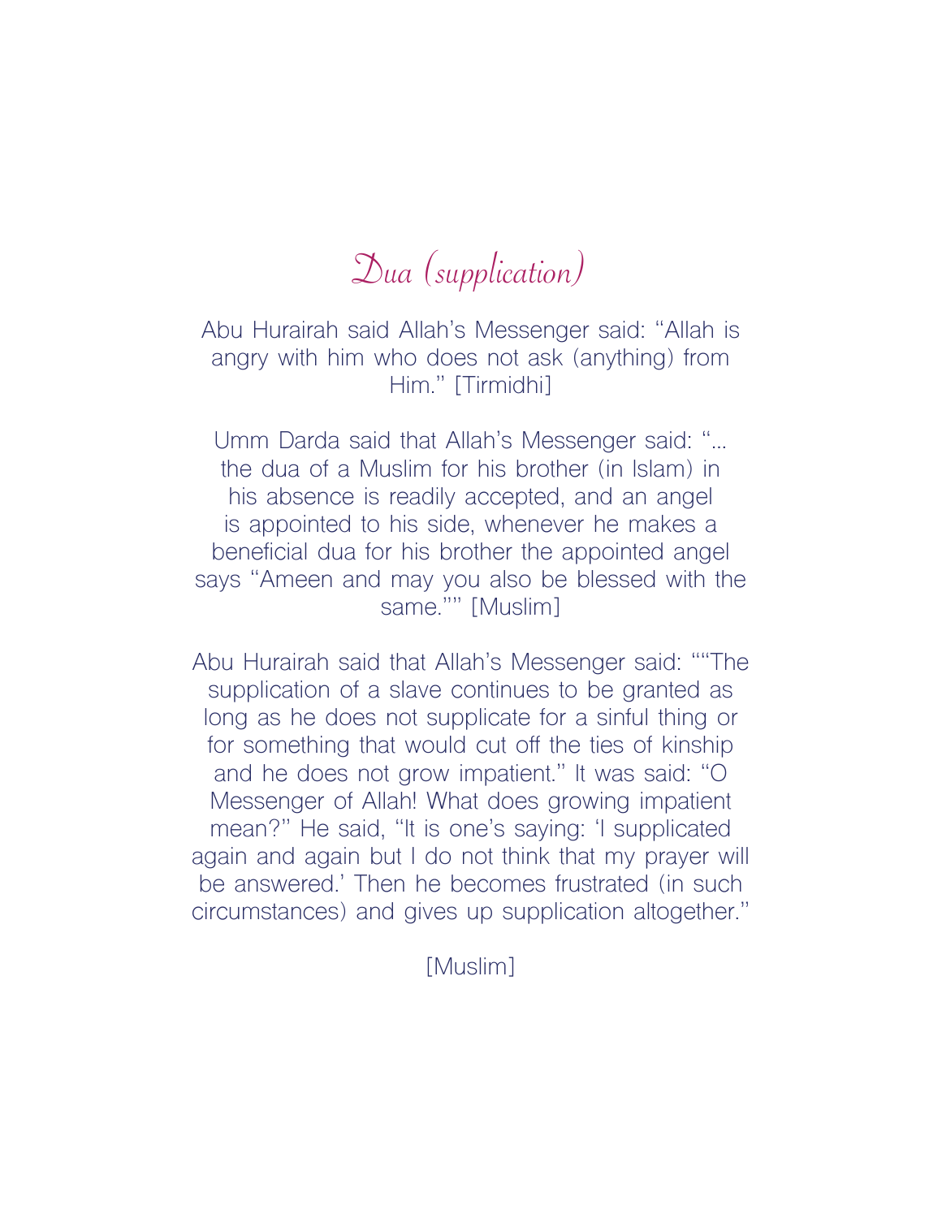# Dua (supplication)

Abu Hurairah said Allah's Messenger said: "Allah is angry with him who does not ask (anything) from Him." [Tirmidhi]

Umm Darda said that Allah's Messenger said: "... the dua of a Muslim for his brother (in Islam) in his absence is readily accepted, and an angel is appointed to his side, whenever he makes a beneficial dua for his brother the appointed angel says "Ameen and may you also be blessed with the same."" [Muslim]

Abu Hurairah said that Allah's Messenger said: ""The supplication of a slave continues to be granted as long as he does not supplicate for a sinful thing or for something that would cut off the ties of kinship and he does not grow impatient." It was said: "O Messenger of Allah! What does growing impatient mean?" He said, "It is one's saying: 'I supplicated again and again but I do not think that my prayer will be answered.' Then he becomes frustrated (in such circumstances) and gives up supplication altogether."

[Muslim]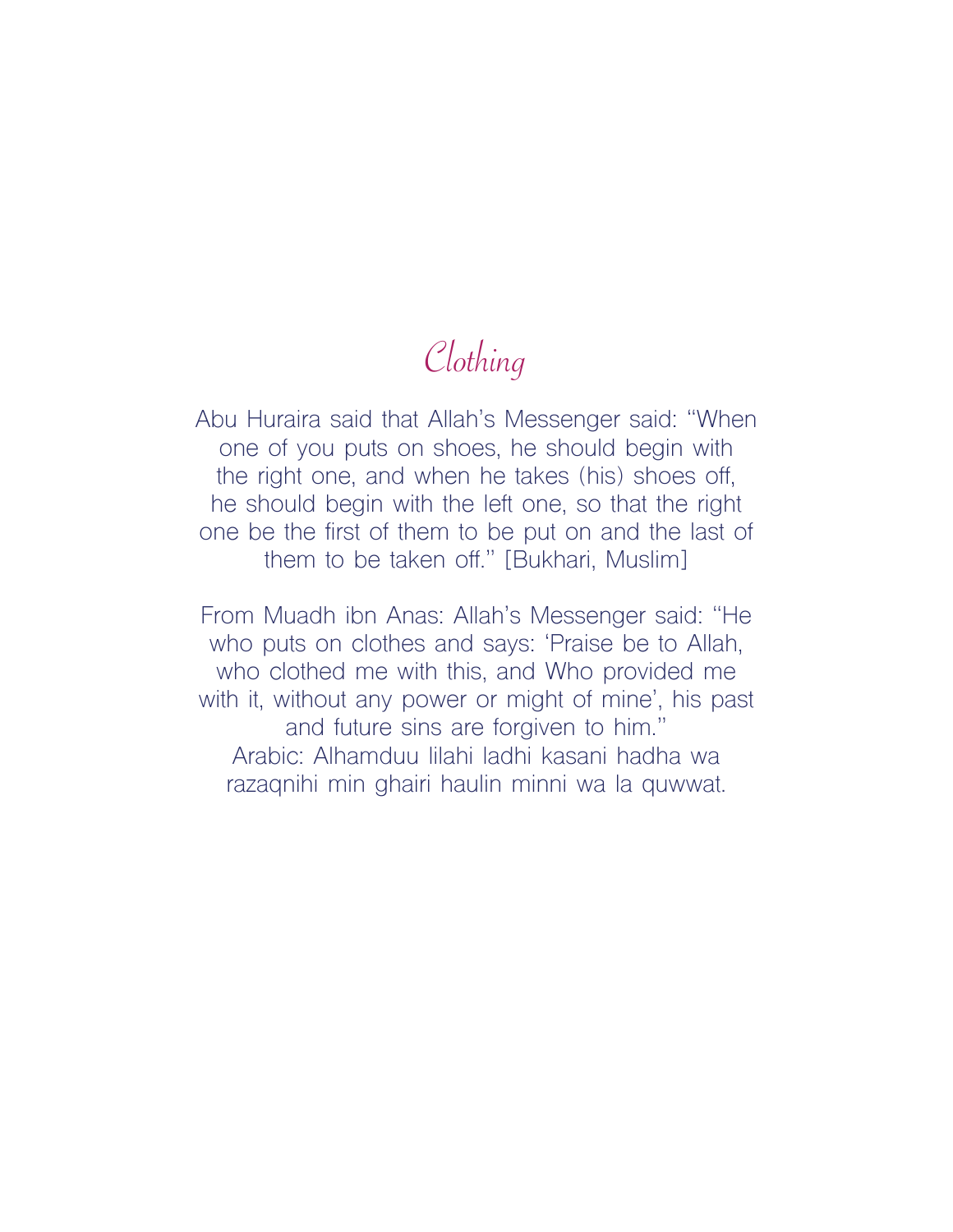# Clothing

Abu Huraira said that Allah's Messenger said: "When one of you puts on shoes, he should begin with the right one, and when he takes (his) shoes off, he should begin with the left one, so that the right one be the first of them to be put on and the last of them to be taken off." [Bukhari, Muslim]

From Muadh ibn Anas: Allah's Messenger said: "He who puts on clothes and says: 'Praise be to Allah, who clothed me with this, and Who provided me with it, without any power or might of mine', his past and future sins are forgiven to him."
Arabic: Alhamduu lilahi ladhi kasani hadha wa razaqnihi min ghairi haulin minni wa la quwwat.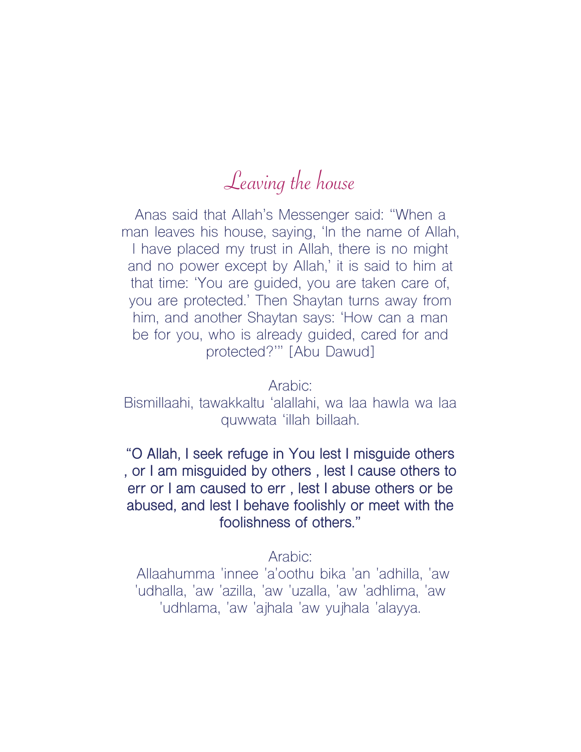# *Leaving the house*

Anas said that Allah's Messenger said: "When a man leaves his house, saying, 'In the name of Allah, I have placed my trust in Allah, there is no might and no power except by Allah,' it is said to him at that time: 'You are guided, you are taken care of, you are protected.' Then Shaytan turns away from him, and another Shaytan says: 'How can a man be for you, who is already guided, cared for and protected?'" [Abu Dawud]

Arabic:
Bismillaahi, tawakkaltu 'alallahi, wa laa hawla wa laa quwwata 'illah billaah.

"O Allah, I seek refuge in You lest I misguide others , or I am misguided by others , lest I cause others to err or I am caused to err , lest I abuse others or be abused, and lest I behave foolishly or meet with the foolishness of others."

Arabic:
Allaahumma 'innee 'a'oothu bika 'an 'adhilla, 'aw 'udhalla, 'aw 'azilla, 'aw 'uzalla, 'aw 'adhlima, 'aw 'udhlama, 'aw 'ajhala 'aw yujhala 'alayya.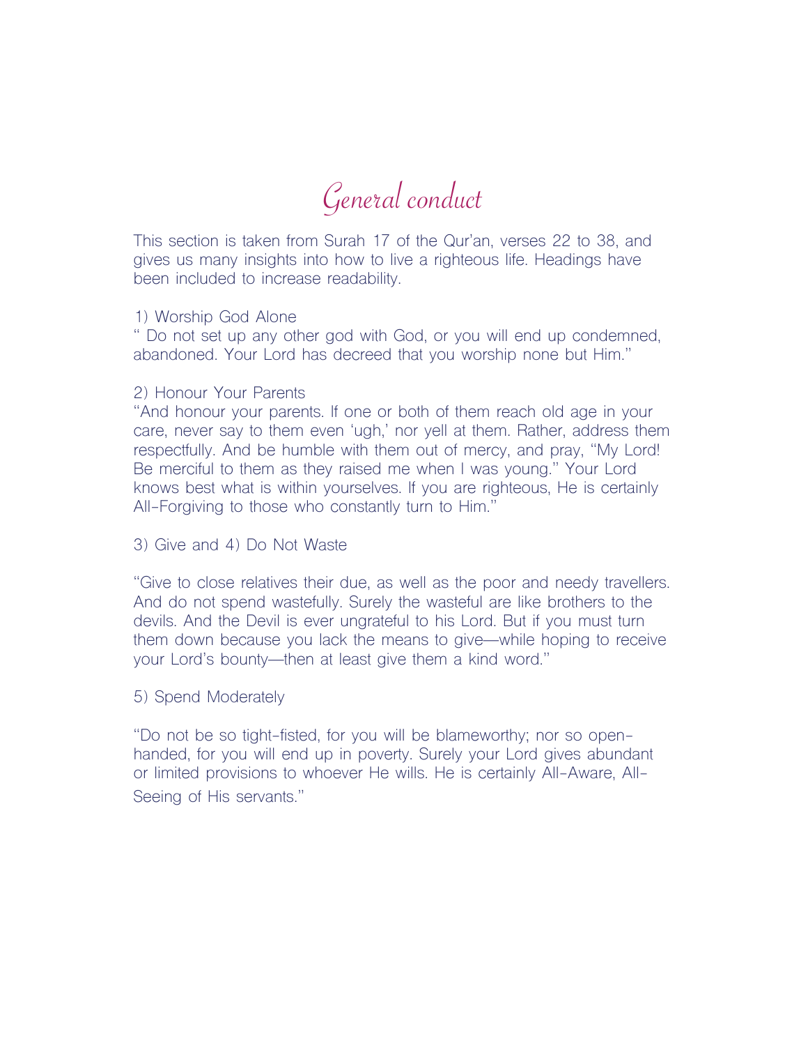# General conduct

This section is taken from Surah 17 of the Qur'an, verses 22 to 38, and gives us many insights into how to live a righteous life. Headings have been included to increase readability.

1) Worship God Alone

" Do not set up any other god with God, or you will end up condemned, abandoned. Your Lord has decreed that you worship none but Him."

2) Honour Your Parents

"And honour your parents. If one or both of them reach old age in your care, never say to them even 'ugh,' nor yell at them. Rather, address them respectfully. And be humble with them out of mercy, and pray, "My Lord! Be merciful to them as they raised me when I was young." Your Lord knows best what is within yourselves. If you are righteous, He is certainly All-Forgiving to those who constantly turn to Him."

3) Give and 4) Do Not Waste

"Give to close relatives their due, as well as the poor and needy travellers. And do not spend wastefully. Surely the wasteful are like brothers to the devils. And the Devil is ever ungrateful to his Lord. But if you must turn them down because you lack the means to give—while hoping to receive your Lord's bounty—then at least give them a kind word."

5) Spend Moderately

"Do not be so tight-fisted, for you will be blameworthy; nor so open-handed, for you will end up in poverty. Surely your Lord gives abundant or limited provisions to whoever He wills. He is certainly All-Aware, All-Seeing of His servants."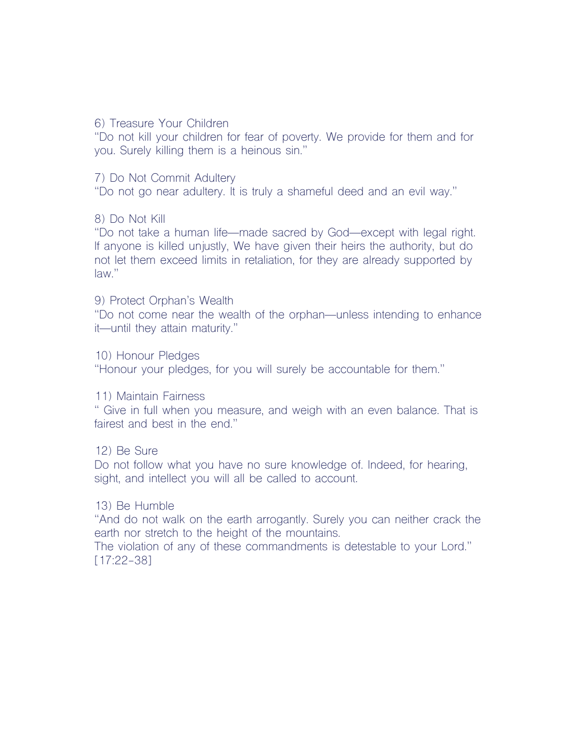6) Treasure Your Children
"Do not kill your children for fear of poverty. We provide for them and for you. Surely killing them is a heinous sin."

7) Do Not Commit Adultery
"Do not go near adultery. It is truly a shameful deed and an evil way."

8) Do Not Kill
"Do not take a human life—made sacred by God—except with legal right. If anyone is killed unjustly, We have given their heirs the authority, but do not let them exceed limits in retaliation, for they are already supported by law."

9) Protect Orphan's Wealth
"Do not come near the wealth of the orphan—unless intending to enhance it—until they attain maturity."

10) Honour Pledges
"Honour your pledges, for you will surely be accountable for them."

11) Maintain Fairness
" Give in full when you measure, and weigh with an even balance. That is fairest and best in the end."

12) Be Sure
Do not follow what you have no sure knowledge of. Indeed, for hearing, sight, and intellect you will all be called to account.

13) Be Humble
"And do not walk on the earth arrogantly. Surely you can neither crack the earth nor stretch to the height of the mountains.
The violation of any of these commandments is detestable to your Lord." [17:22-38]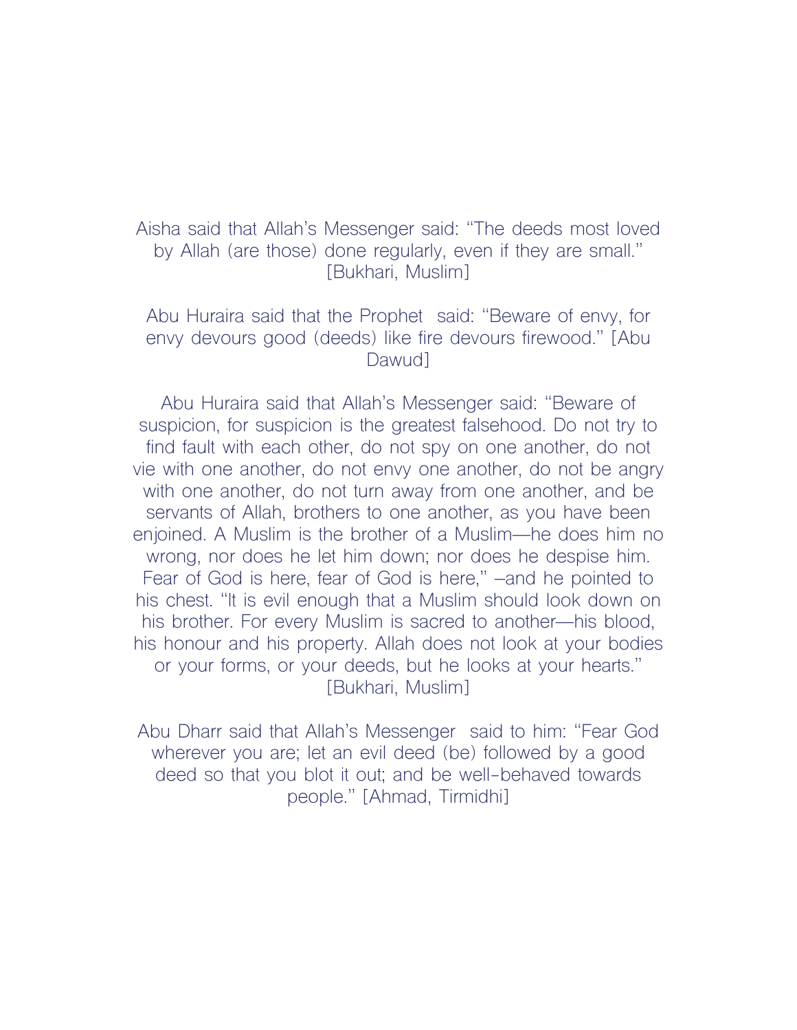Aisha said that Allah's Messenger said: "The deeds most loved by Allah (are those) done regularly, even if they are small." [Bukhari, Muslim]

Abu Huraira said that the Prophet  said: "Beware of envy, for envy devours good (deeds) like fire devours firewood." [Abu Dawud]

Abu Huraira said that Allah's Messenger said: "Beware of suspicion, for suspicion is the greatest falsehood. Do not try to find fault with each other, do not spy on one another, do not vie with one another, do not envy one another, do not be angry with one another, do not turn away from one another, and be servants of Allah, brothers to one another, as you have been enjoined. A Muslim is the brother of a Muslim—he does him no wrong, nor does he let him down; nor does he despise him. Fear of God is here, fear of God is here," –and he pointed to his chest. "It is evil enough that a Muslim should look down on his brother. For every Muslim is sacred to another—his blood, his honour and his property. Allah does not look at your bodies or your forms, or your deeds, but he looks at your hearts." [Bukhari, Muslim]

Abu Dharr said that Allah's Messenger  said to him: "Fear God wherever you are; let an evil deed (be) followed by a good deed so that you blot it out; and be well-behaved towards people." [Ahmad, Tirmidhi]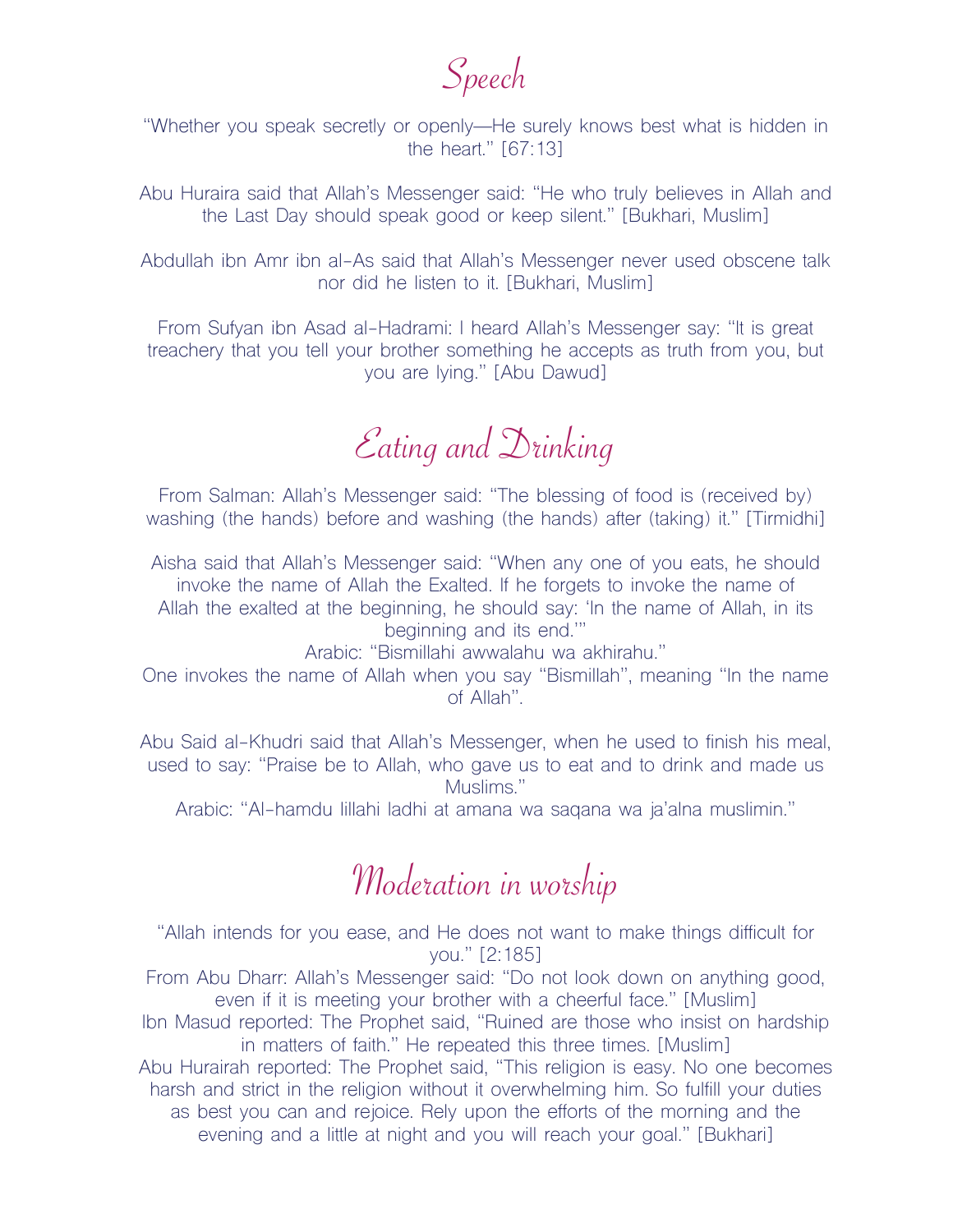# Speech

"Whether you speak secretly or openly—He surely knows best what is hidden in the heart." [67:13]

Abu Huraira said that Allah's Messenger said: "He who truly believes in Allah and the Last Day should speak good or keep silent." [Bukhari, Muslim]

Abdullah ibn Amr ibn al-As said that Allah's Messenger never used obscene talk nor did he listen to it. [Bukhari, Muslim]

From Sufyan ibn Asad al-Hadrami: I heard Allah's Messenger say: "It is great treachery that you tell your brother something he accepts as truth from you, but you are lying." [Abu Dawud]

# Eating and Drinking

From Salman: Allah's Messenger said: "The blessing of food is (received by) washing (the hands) before and washing (the hands) after (taking) it." [Tirmidhi]

Aisha said that Allah's Messenger said: "When any one of you eats, he should invoke the name of Allah the Exalted. If he forgets to invoke the name of Allah the exalted at the beginning, he should say: 'In the name of Allah, in its beginning and its end.'"
Arabic: "Bismillahi awwalahu wa akhirahu."
One invokes the name of Allah when you say "Bismillah", meaning "In the name of Allah".

Abu Said al-Khudri said that Allah's Messenger, when he used to finish his meal, used to say: "Praise be to Allah, who gave us to eat and to drink and made us Muslims."
Arabic: "Al-hamdu lillahi ladhi at amana wa saqana wa ja'alna muslimin."

# Moderation in worship

"Allah intends for you ease, and He does not want to make things difficult for you." [2:185]
From Abu Dharr: Allah's Messenger said: "Do not look down on anything good, even if it is meeting your brother with a cheerful face." [Muslim]
Ibn Masud reported: The Prophet said, "Ruined are those who insist on hardship in matters of faith." He repeated this three times. [Muslim]
Abu Hurairah reported: The Prophet said, "This religion is easy. No one becomes harsh and strict in the religion without it overwhelming him. So fulfill your duties as best you can and rejoice. Rely upon the efforts of the morning and the evening and a little at night and you will reach your goal." [Bukhari]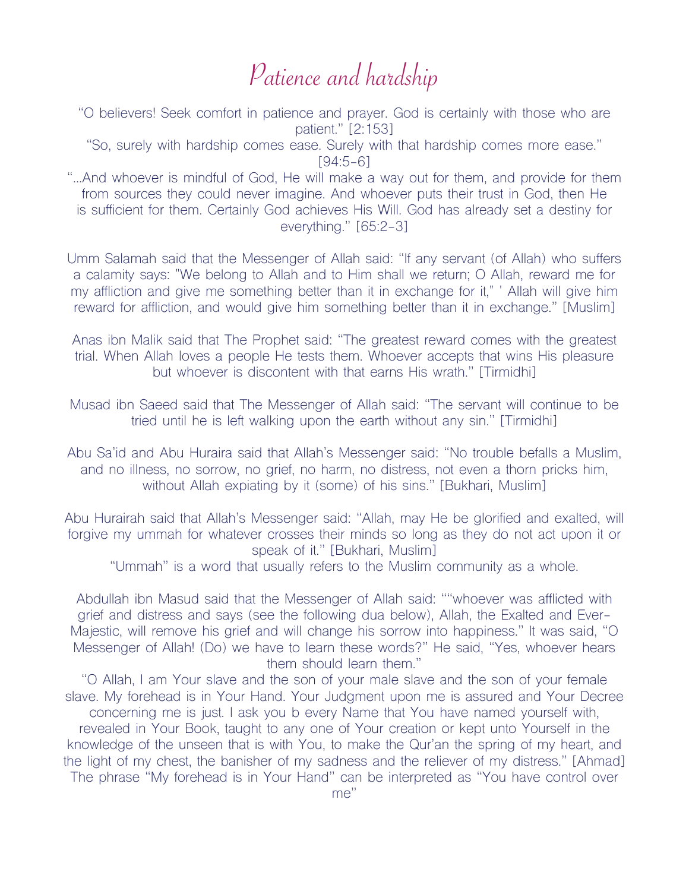# Patience and hardship

"O believers! Seek comfort in patience and prayer. God is certainly with those who are patient." [2:153]

"So, surely with hardship comes ease. Surely with that hardship comes more ease." [94:5-6]

"...And whoever is mindful of God, He will make a way out for them, and provide for them from sources they could never imagine. And whoever puts their trust in God, then He is sufficient for them. Certainly God achieves His Will. God has already set a destiny for everything." [65:2-3]

Umm Salamah said that the Messenger of Allah said: "If any servant (of Allah) who suffers a calamity says: "We belong to Allah and to Him shall we return; O Allah, reward me for my affliction and give me something better than it in exchange for it," ' Allah will give him reward for affliction, and would give him something better than it in exchange." [Muslim]

Anas ibn Malik said that The Prophet said: "The greatest reward comes with the greatest trial. When Allah loves a people He tests them. Whoever accepts that wins His pleasure but whoever is discontent with that earns His wrath." [Tirmidhi]

Musad ibn Saeed said that The Messenger of Allah said: "The servant will continue to be tried until he is left walking upon the earth without any sin." [Tirmidhi]

Abu Sa'id and Abu Huraira said that Allah's Messenger said: "No trouble befalls a Muslim, and no illness, no sorrow, no grief, no harm, no distress, not even a thorn pricks him, without Allah expiating by it (some) of his sins." [Bukhari, Muslim]

Abu Hurairah said that Allah's Messenger said: "Allah, may He be glorified and exalted, will forgive my ummah for whatever crosses their minds so long as they do not act upon it or speak of it." [Bukhari, Muslim]

"Ummah" is a word that usually refers to the Muslim community as a whole.

Abdullah ibn Masud said that the Messenger of Allah said: ""whoever was afflicted with grief and distress and says (see the following dua below), Allah, the Exalted and Ever-Majestic, will remove his grief and will change his sorrow into happiness." It was said, "O Messenger of Allah! (Do) we have to learn these words?" He said, "Yes, whoever hears them should learn them."

"O Allah, I am Your slave and the son of your male slave and the son of your female slave. My forehead is in Your Hand. Your Judgment upon me is assured and Your Decree concerning me is just. I ask you b every Name that You have named yourself with, revealed in Your Book, taught to any one of Your creation or kept unto Yourself in the knowledge of the unseen that is with You, to make the Qur'an the spring of my heart, and the light of my chest, the banisher of my sadness and the reliever of my distress." [Ahmad]

The phrase "My forehead is in Your Hand" can be interpreted as "You have control over me"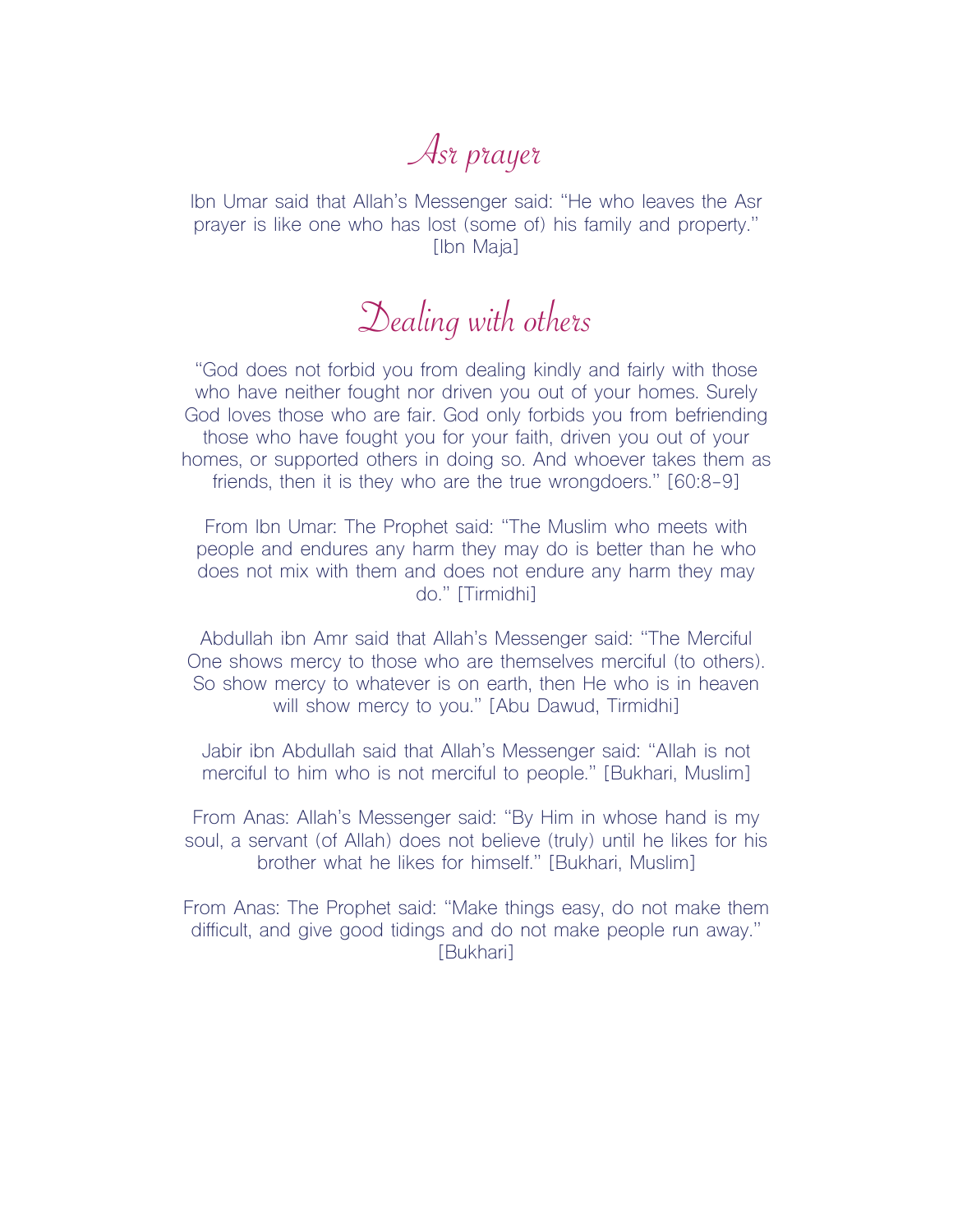# Asr prayer

Ibn Umar said that Allah's Messenger said: "He who leaves the Asr prayer is like one who has lost (some of) his family and property." [Ibn Maja]

# Dealing with others

"God does not forbid you from dealing kindly and fairly with those who have neither fought nor driven you out of your homes. Surely God loves those who are fair. God only forbids you from befriending those who have fought you for your faith, driven you out of your homes, or supported others in doing so. And whoever takes them as friends, then it is they who are the true wrongdoers." [60:8-9]

From Ibn Umar: The Prophet said: "The Muslim who meets with people and endures any harm they may do is better than he who does not mix with them and does not endure any harm they may do." [Tirmidhi]

Abdullah ibn Amr said that Allah's Messenger said: "The Merciful One shows mercy to those who are themselves merciful (to others). So show mercy to whatever is on earth, then He who is in heaven will show mercy to you." [Abu Dawud, Tirmidhi]

Jabir ibn Abdullah said that Allah's Messenger said: "Allah is not merciful to him who is not merciful to people." [Bukhari, Muslim]

From Anas: Allah's Messenger said: "By Him in whose hand is my soul, a servant (of Allah) does not believe (truly) until he likes for his brother what he likes for himself." [Bukhari, Muslim]

From Anas: The Prophet said: "Make things easy, do not make them difficult, and give good tidings and do not make people run away." [Bukhari]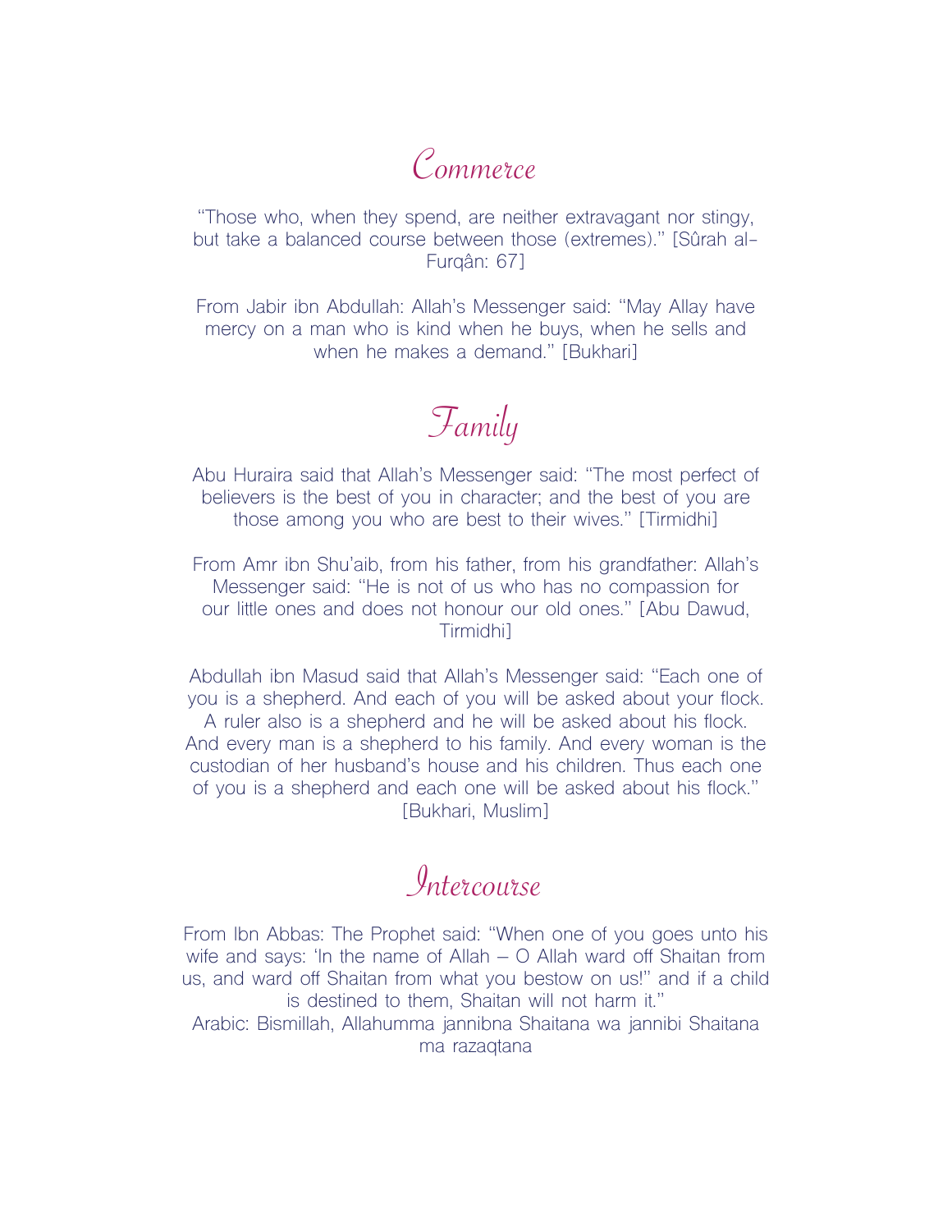## Commerce

"Those who, when they spend, are neither extravagant nor stingy, but take a balanced course between those (extremes)." [Sûrah al-Furqân: 67]

From Jabir ibn Abdullah: Allah's Messenger said: "May Allay have mercy on a man who is kind when he buys, when he sells and when he makes a demand." [Bukhari]

## Family

Abu Huraira said that Allah's Messenger said: "The most perfect of believers is the best of you in character; and the best of you are those among you who are best to their wives." [Tirmidhi]

From Amr ibn Shu'aib, from his father, from his grandfather: Allah's Messenger said: "He is not of us who has no compassion for our little ones and does not honour our old ones." [Abu Dawud, Tirmidhi]

Abdullah ibn Masud said that Allah's Messenger said: "Each one of you is a shepherd. And each of you will be asked about your flock. A ruler also is a shepherd and he will be asked about his flock. And every man is a shepherd to his family. And every woman is the custodian of her husband's house and his children. Thus each one of you is a shepherd and each one will be asked about his flock." [Bukhari, Muslim]

## Intercourse

From Ibn Abbas: The Prophet said: "When one of you goes unto his wife and says: 'In the name of Allah – O Allah ward off Shaitan from us, and ward off Shaitan from what you bestow on us!" and if a child is destined to them, Shaitan will not harm it."
Arabic: Bismillah, Allahumma jannibna Shaitana wa jannibi Shaitana ma razaqtana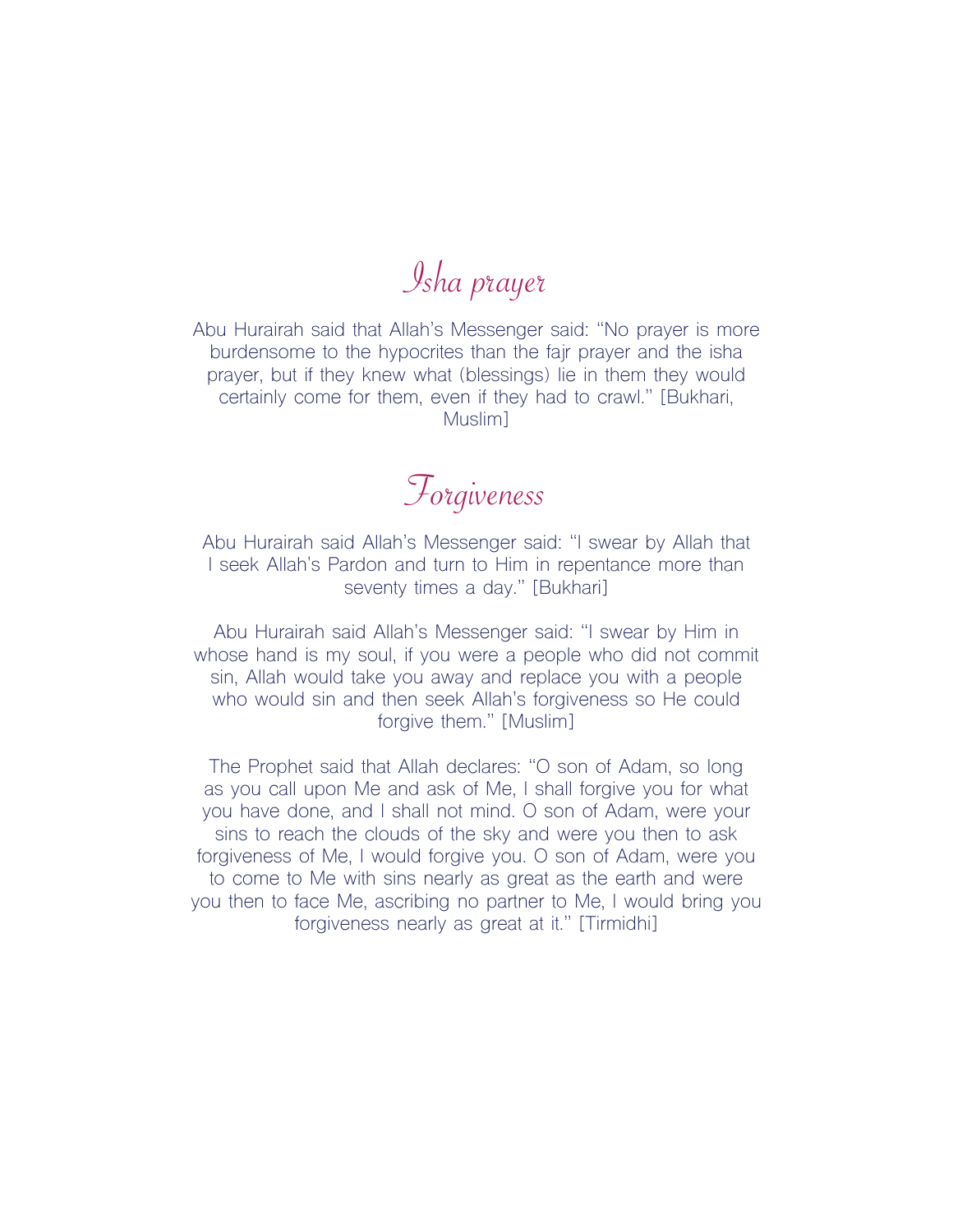## Isha prayer

Abu Hurairah said that Allah's Messenger said: "No prayer is more burdensome to the hypocrites than the fajr prayer and the isha prayer, but if they knew what (blessings) lie in them they would certainly come for them, even if they had to crawl." [Bukhari, Muslim]

## Forgiveness

Abu Hurairah said Allah's Messenger said: "I swear by Allah that I seek Allah's Pardon and turn to Him in repentance more than seventy times a day." [Bukhari]

Abu Hurairah said Allah's Messenger said: "I swear by Him in whose hand is my soul, if you were a people who did not commit sin, Allah would take you away and replace you with a people who would sin and then seek Allah's forgiveness so He could forgive them." [Muslim]

The Prophet said that Allah declares: "O son of Adam, so long as you call upon Me and ask of Me, I shall forgive you for what you have done, and I shall not mind. O son of Adam, were your sins to reach the clouds of the sky and were you then to ask forgiveness of Me, I would forgive you. O son of Adam, were you to come to Me with sins nearly as great as the earth and were you then to face Me, ascribing no partner to Me, I would bring you forgiveness nearly as great at it." [Tirmidhi]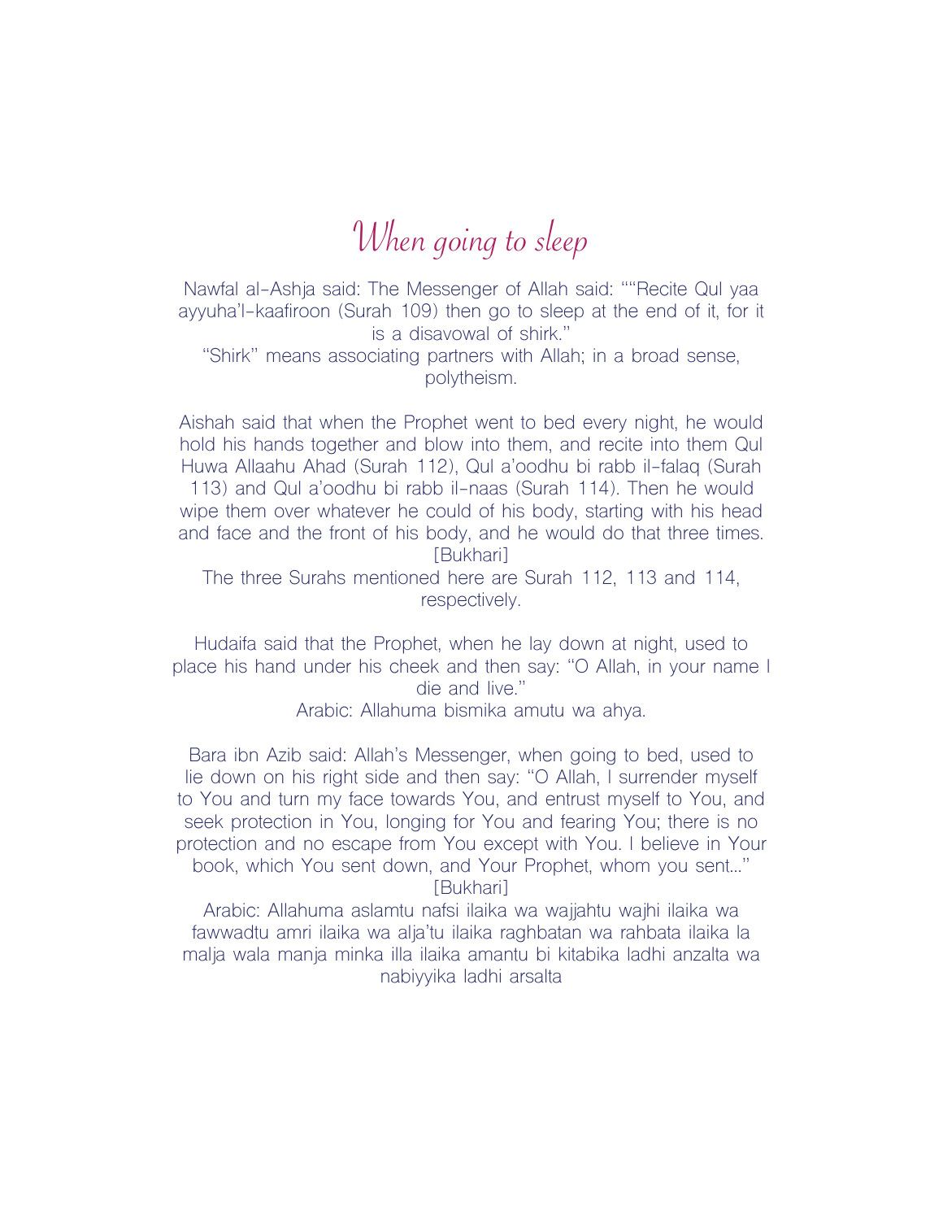# *When going to sleep*

Nawfal al-Ashja said: The Messenger of Allah said: ""Recite Qul yaa ayyuha'l-kaafiroon (Surah 109) then go to sleep at the end of it, for it is a disavowal of shirk."

"Shirk" means associating partners with Allah; in a broad sense, polytheism.

Aishah said that when the Prophet went to bed every night, he would hold his hands together and blow into them, and recite into them Qul Huwa Allaahu Ahad (Surah 112), Qul a'oodhu bi rabb il-falaq (Surah 113) and Qul a'oodhu bi rabb il-naas (Surah 114). Then he would wipe them over whatever he could of his body, starting with his head and face and the front of his body, and he would do that three times. [Bukhari]

The three Surahs mentioned here are Surah 112, 113 and 114, respectively.

Hudaifa said that the Prophet, when he lay down at night, used to place his hand under his cheek and then say: "O Allah, in your name I die and live."

Arabic: Allahuma bismika amutu wa ahya.

Bara ibn Azib said: Allah's Messenger, when going to bed, used to lie down on his right side and then say: "O Allah, I surrender myself to You and turn my face towards You, and entrust myself to You, and seek protection in You, longing for You and fearing You; there is no protection and no escape from You except with You. I believe in Your book, which You sent down, and Your Prophet, whom you sent..." [Bukhari]

Arabic: Allahuma aslamtu nafsi ilaika wa wajjahtu wajhi ilaika wa fawwadtu amri ilaika wa alja'tu ilaika raghbatan wa rahbata ilaika la malja wala manja minka illa ilaika amantu bi kitabika ladhi anzalta wa nabiyyika ladhi arsalta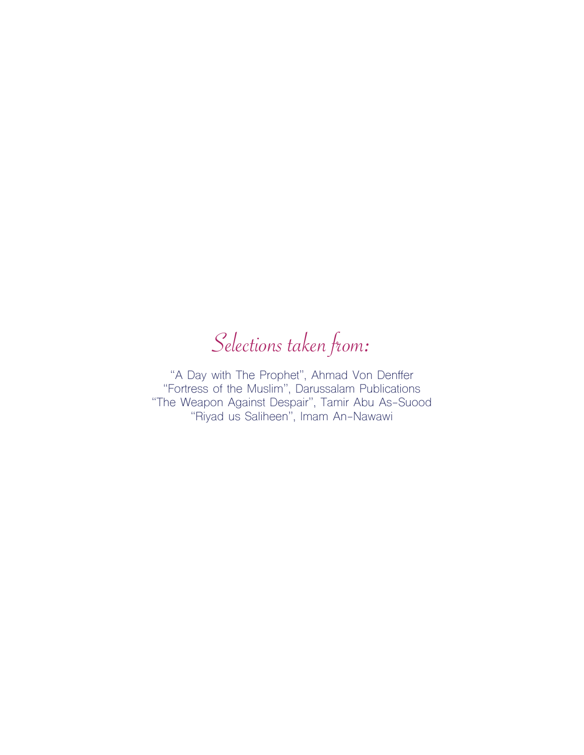## *Selections taken from:*

"A Day with The Prophet", Ahmad Von Denffer
"Fortress of the Muslim", Darussalam Publications
"The Weapon Against Despair", Tamir Abu As-Suood
"Riyad us Saliheen", Imam An-Nawawi